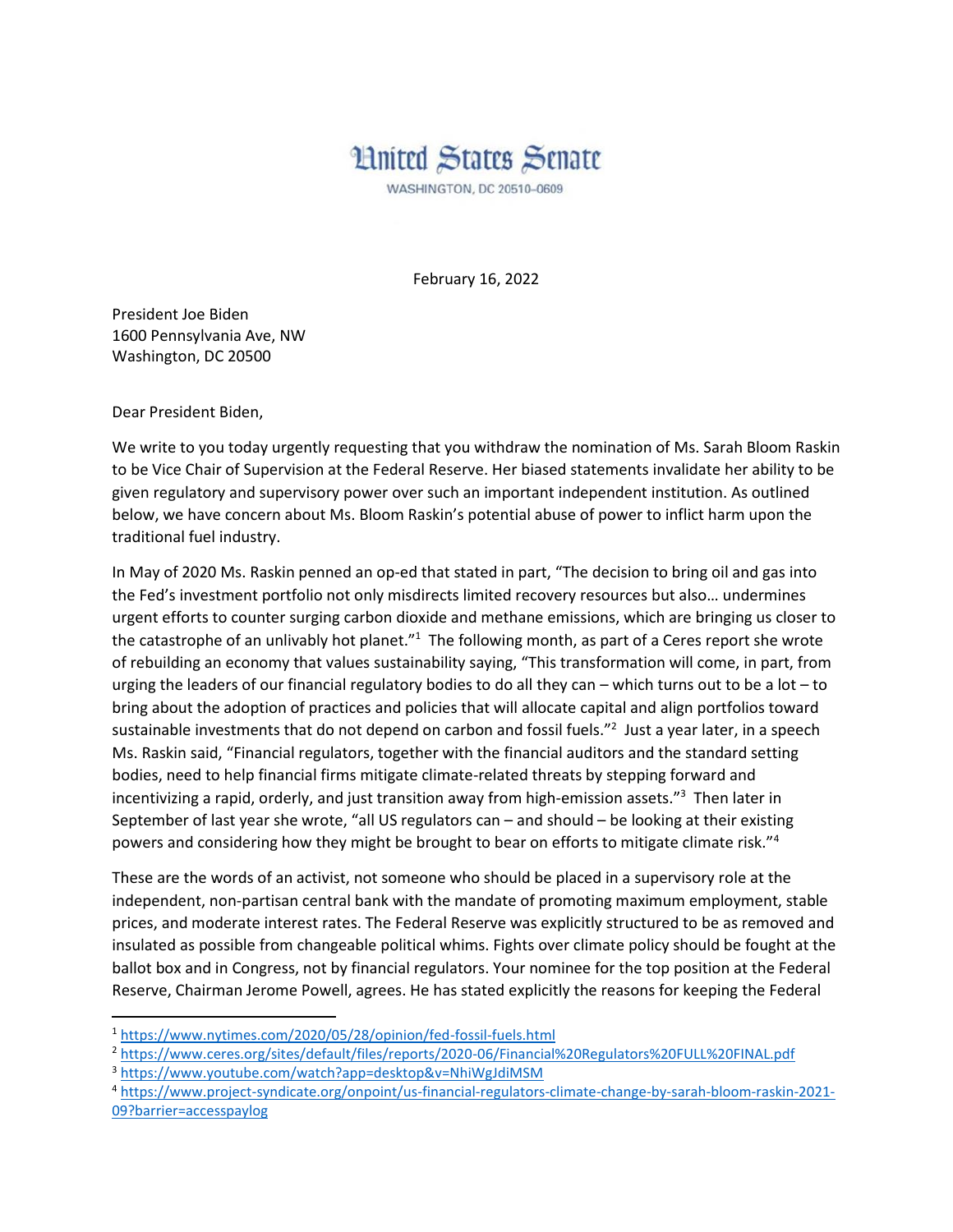# United States Senate

WASHINGTON, DC 20510-0609

February 16, 2022

President Joe Biden
1600 Pennsylvania Ave, NW
Washington, DC 20500

Dear President Biden,

We write to you today urgently requesting that you withdraw the nomination of Ms. Sarah Bloom Raskin to be Vice Chair of Supervision at the Federal Reserve. Her biased statements invalidate her ability to be given regulatory and supervisory power over such an important independent institution. As outlined below, we have concern about Ms. Bloom Raskin's potential abuse of power to inflict harm upon the traditional fuel industry.

In May of 2020 Ms. Raskin penned an op-ed that stated in part, "The decision to bring oil and gas into the Fed's investment portfolio not only misdirects limited recovery resources but also… undermines urgent efforts to counter surging carbon dioxide and methane emissions, which are bringing us closer to the catastrophe of an unlivably hot planet."[1] The following month, as part of a Ceres report she wrote of rebuilding an economy that values sustainability saying, "This transformation will come, in part, from urging the leaders of our financial regulatory bodies to do all they can – which turns out to be a lot – to bring about the adoption of practices and policies that will allocate capital and align portfolios toward sustainable investments that do not depend on carbon and fossil fuels."[2] Just a year later, in a speech Ms. Raskin said, "Financial regulators, together with the financial auditors and the standard setting bodies, need to help financial firms mitigate climate-related threats by stepping forward and incentivizing a rapid, orderly, and just transition away from high-emission assets."[3] Then later in September of last year she wrote, "all US regulators can – and should – be looking at their existing powers and considering how they might be brought to bear on efforts to mitigate climate risk."[4]

These are the words of an activist, not someone who should be placed in a supervisory role at the independent, non-partisan central bank with the mandate of promoting maximum employment, stable prices, and moderate interest rates. The Federal Reserve was explicitly structured to be as removed and insulated as possible from changeable political whims. Fights over climate policy should be fought at the ballot box and in Congress, not by financial regulators. Your nominee for the top position at the Federal Reserve, Chairman Jerome Powell, agrees. He has stated explicitly the reasons for keeping the Federal

---

[1] https://www.nytimes.com/2020/05/28/opinion/fed-fossil-fuels.html

[2] https://www.ceres.org/sites/default/files/reports/2020-06/Financial%20Regulators%20FULL%20FINAL.pdf

[3] https://www.youtube.com/watch?app=desktop&v=NhiWgJdiMSM

[4] https://www.project-syndicate.org/onpoint/us-financial-regulators-climate-change-by-sarah-bloom-raskin-2021-09?barrier=accesspaylog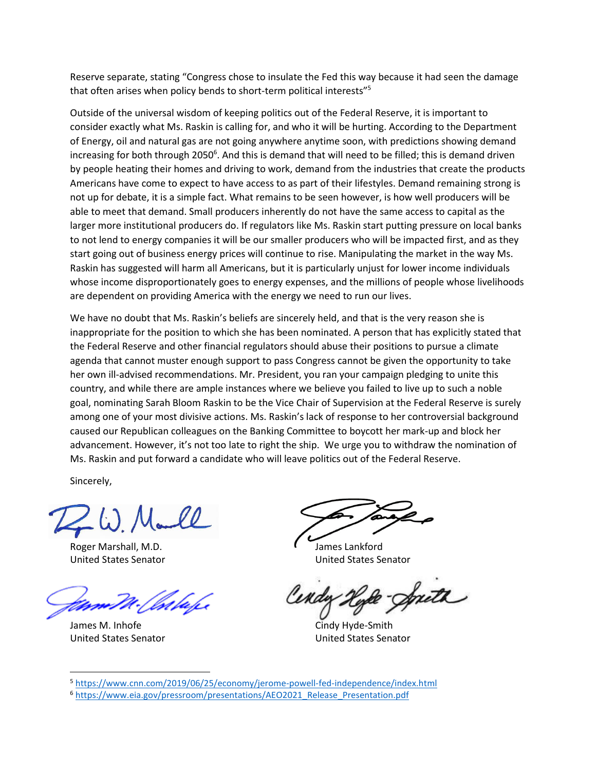Reserve separate, stating "Congress chose to insulate the Fed this way because it had seen the damage that often arises when policy bends to short-term political interests"[5]

Outside of the universal wisdom of keeping politics out of the Federal Reserve, it is important to consider exactly what Ms. Raskin is calling for, and who it will be hurting. According to the Department of Energy, oil and natural gas are not going anywhere anytime soon, with predictions showing demand increasing for both through 2050[6]. And this is demand that will need to be filled; this is demand driven by people heating their homes and driving to work, demand from the industries that create the products Americans have come to expect to have access to as part of their lifestyles. Demand remaining strong is not up for debate, it is a simple fact. What remains to be seen however, is how well producers will be able to meet that demand. Small producers inherently do not have the same access to capital as the larger more institutional producers do. If regulators like Ms. Raskin start putting pressure on local banks to not lend to energy companies it will be our smaller producers who will be impacted first, and as they start going out of business energy prices will continue to rise. Manipulating the market in the way Ms. Raskin has suggested will harm all Americans, but it is particularly unjust for lower income individuals whose income disproportionately goes to energy expenses, and the millions of people whose livelihoods are dependent on providing America with the energy we need to run our lives.

We have no doubt that Ms. Raskin's beliefs are sincerely held, and that is the very reason she is inappropriate for the position to which she has been nominated. A person that has explicitly stated that the Federal Reserve and other financial regulators should abuse their positions to pursue a climate agenda that cannot muster enough support to pass Congress cannot be given the opportunity to take her own ill-advised recommendations. Mr. President, you ran your campaign pledging to unite this country, and while there are ample instances where we believe you failed to live up to such a noble goal, nominating Sarah Bloom Raskin to be the Vice Chair of Supervision at the Federal Reserve is surely among one of your most divisive actions. Ms. Raskin's lack of response to her controversial background caused our Republican colleagues on the Banking Committee to boycott her mark-up and block her advancement. However, it's not too late to right the ship. We urge you to withdraw the nomination of Ms. Raskin and put forward a candidate who will leave politics out of the Federal Reserve.

Sincerely,

Roger Marshall, M.D.
United States Senator

James Lankford
United States Senator

James M. Inhofe
United States Senator

Cindy Hyde-Smith
United States Senator

[5] https://www.cnn.com/2019/06/25/economy/jerome-powell-fed-independence/index.html

[6] https://www.eia.gov/pressroom/presentations/AEO2021_Release_Presentation.pdf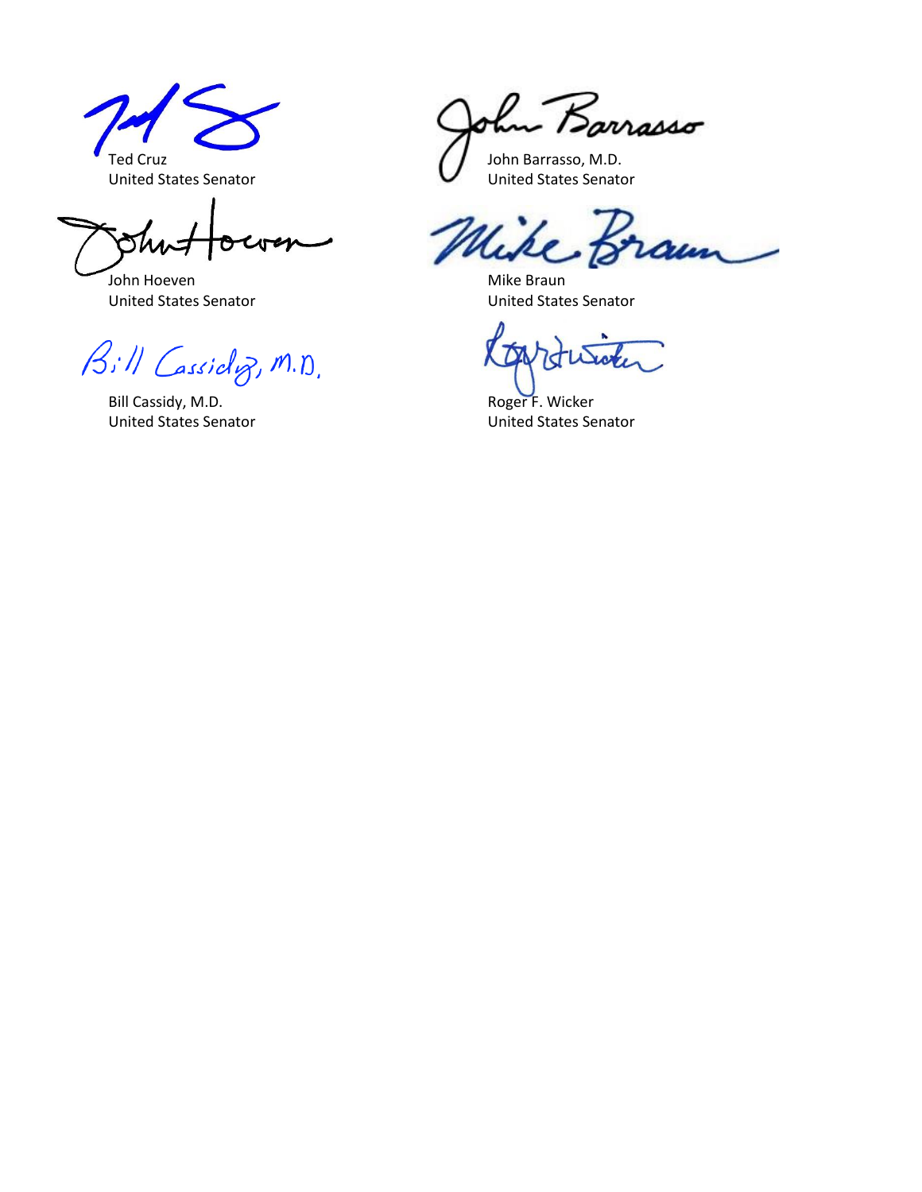Ted Cruz
United States Senator

John Barrasso, M.D.
United States Senator

John Hoeven
United States Senator

Mike Braun
United States Senator

Bill Cassidy, M.D.
United States Senator

Roger F. Wicker
United States Senator